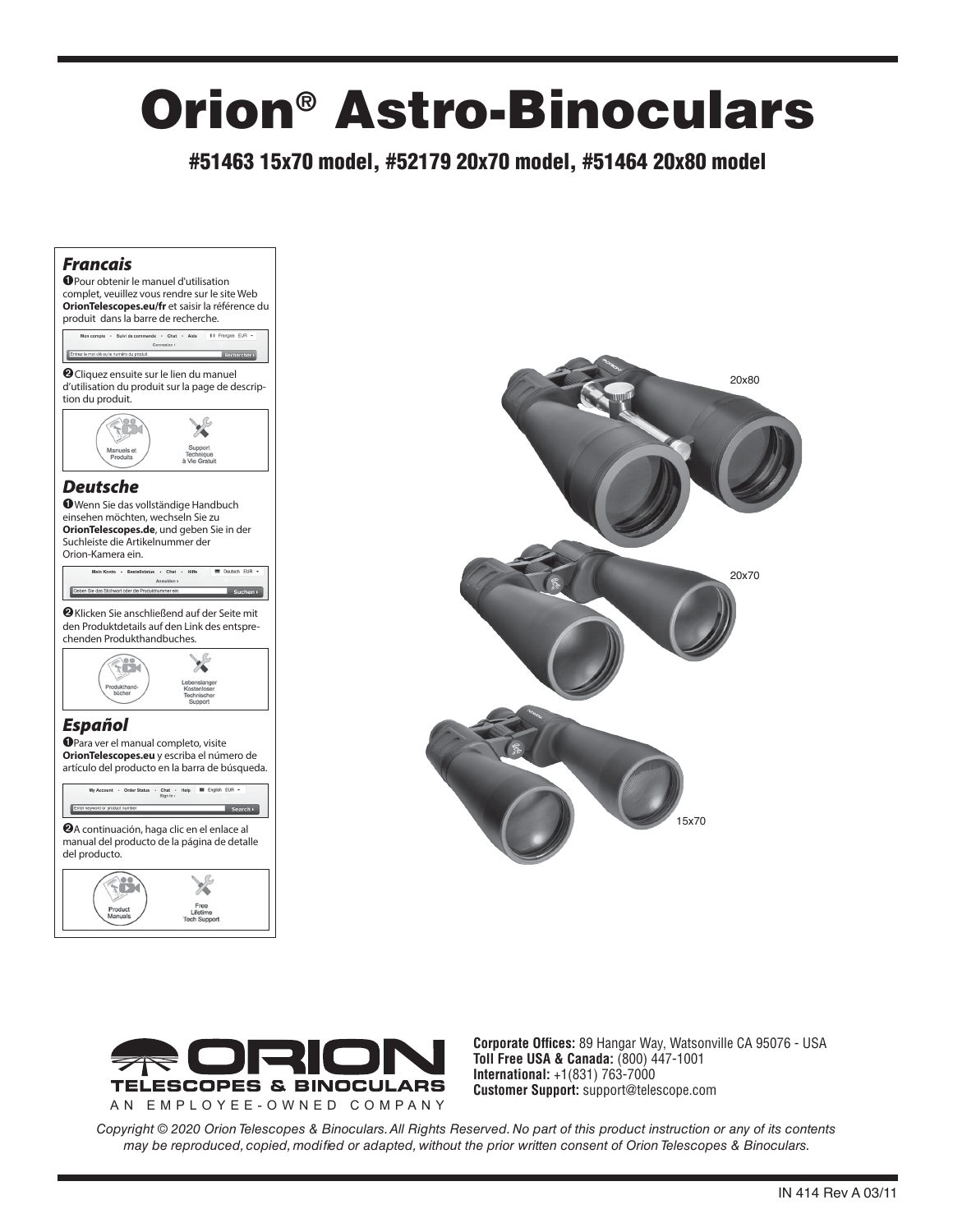# Orion® Astro-Binoculars

## #51463 15x70 model, #52179 20x70 model, #51464 20x80 model

### *Francais*

❶ Pour obtenir le manuel d'utilisation complet, veuillez vous rendre sur le site Web **OrionTelescopes.eu/fr** et saisir la référence du produit dans la barre de recherche.

❷ Cliquez ensuite sur le lien du manuel d'utilisation du produit sur la page de description du produit.

### *Deutsche*

❶ Wenn Sie das vollständige Handbuch einsehen möchten, wechseln Sie zu **OrionTelescopes.de**, und geben Sie in der Suchleiste die Artikelnummer der Orion-Kamera ein.

❷ Klicken Sie anschließend auf der Seite mit den Produktdetails auf den Link des entsprechenden Produkthandbuches.

### *Español*

❶ Para ver el manual completo, visite **OrionTelescopes.eu** y escriba el número de artículo del producto en la barra de búsqueda.

❷ A continuación, haga clic en el enlace al manual del producto de la página de detalle del producto.

20x80

20x70

15x70

ORION TELESCOPES & BINOCULARS
AN EMPLOYEE-OWNED COMPANY

**Corporate Offices:** 89 Hangar Way, Watsonville CA 95076 - USA
**Toll Free USA & Canada:** (800) 447-1001
**International:** +1(831) 763-7000
**Customer Support:** support@telescope.com

*Copyright © 2020 Orion Telescopes & Binoculars. All Rights Reserved. No part of this product instruction or any of its contents may be reproduced, copied, modified or adapted, without the prior written consent of Orion Telescopes & Binoculars.*

IN 414 Rev A 03/11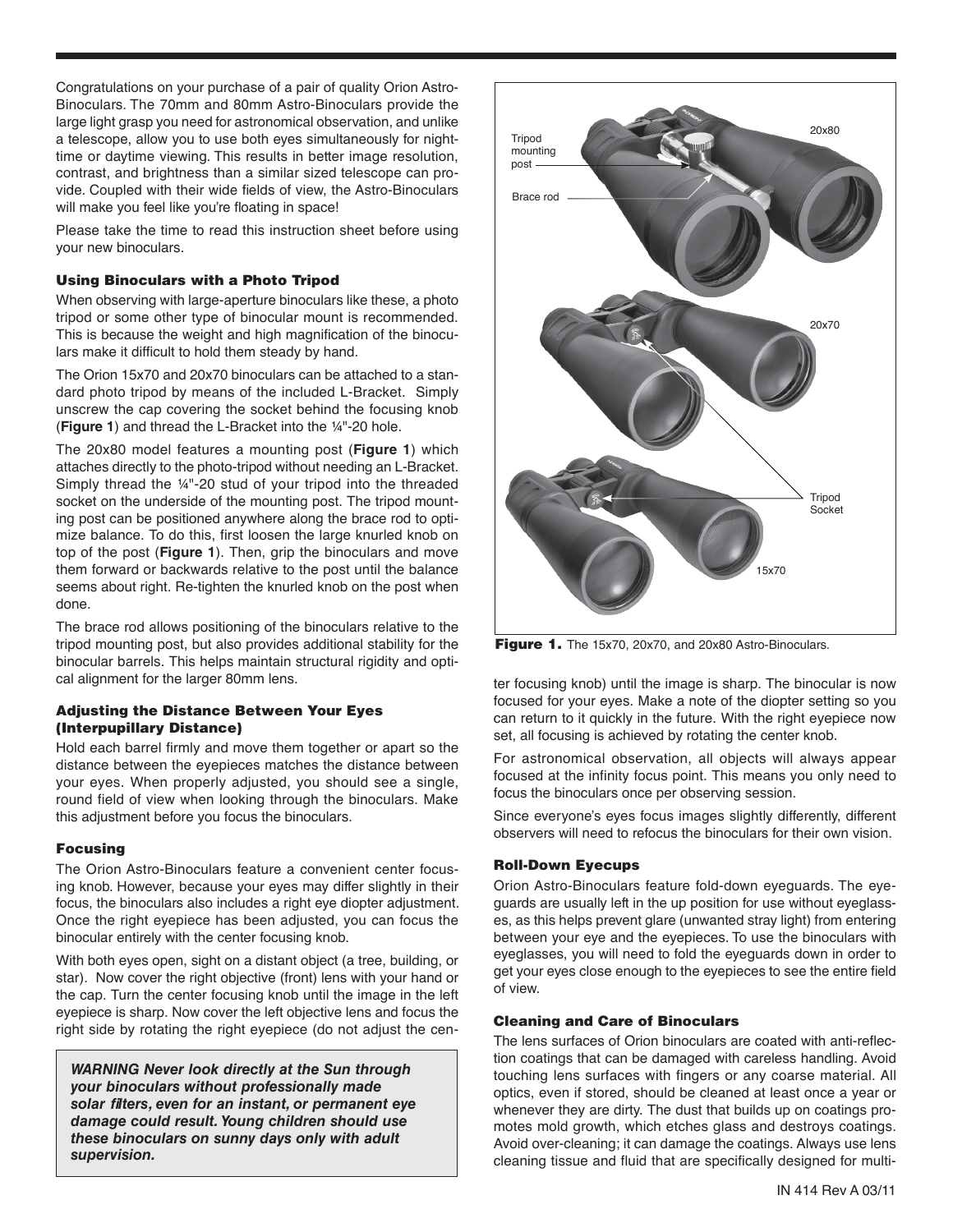Congratulations on your purchase of a pair of quality Orion Astro-Binoculars. The 70mm and 80mm Astro-Binoculars provide the large light grasp you need for astronomical observation, and unlike a telescope, allow you to use both eyes simultaneously for nighttime or daytime viewing. This results in better image resolution, contrast, and brightness than a similar sized telescope can provide. Coupled with their wide fields of view, the Astro-Binoculars will make you feel like you're floating in space!

Please take the time to read this instruction sheet before using your new binoculars.

### Using Binoculars with a Photo Tripod

When observing with large-aperture binoculars like these, a photo tripod or some other type of binocular mount is recommended. This is because the weight and high magnification of the binoculars make it difficult to hold them steady by hand.

The Orion 15x70 and 20x70 binoculars can be attached to a standard photo tripod by means of the included L-Bracket. Simply unscrew the cap covering the socket behind the focusing knob (**Figure 1**) and thread the L-Bracket into the ¼"-20 hole.

The 20x80 model features a mounting post (**Figure 1**) which attaches directly to the photo-tripod without needing an L-Bracket. Simply thread the ¼"-20 stud of your tripod into the threaded socket on the underside of the mounting post. The tripod mounting post can be positioned anywhere along the brace rod to optimize balance. To do this, first loosen the large knurled knob on top of the post (**Figure 1**). Then, grip the binoculars and move them forward or backwards relative to the post until the balance seems about right. Re-tighten the knurled knob on the post when done.

The brace rod allows positioning of the binoculars relative to the tripod mounting post, but also provides additional stability for the binocular barrels. This helps maintain structural rigidity and optical alignment for the larger 80mm lens.

### Adjusting the Distance Between Your Eyes (Interpupillary Distance)

Hold each barrel firmly and move them together or apart so the distance between the eyepieces matches the distance between your eyes. When properly adjusted, you should see a single, round field of view when looking through the binoculars. Make this adjustment before you focus the binoculars.

### Focusing

The Orion Astro-Binoculars feature a convenient center focusing knob. However, because your eyes may differ slightly in their focus, the binoculars also includes a right eye diopter adjustment. Once the right eyepiece has been adjusted, you can focus the binocular entirely with the center focusing knob.

With both eyes open, sight on a distant object (a tree, building, or star). Now cover the right objective (front) lens with your hand or the cap. Turn the center focusing knob until the image in the left eyepiece is sharp. Now cover the left objective lens and focus the right side by rotating the right eyepiece (do not adjust the center focusing knob) until the image is sharp. The binocular is now focused for your eyes. Make a note of the diopter setting so you can return to it quickly in the future. With the right eyepiece now set, all focusing is achieved by rotating the center knob.

For astronomical observation, all objects will always appear focused at the infinity focus point. This means you only need to focus the binoculars once per observing session.

Since everyone's eyes focus images slightly differently, different observers will need to refocus the binoculars for their own vision.

***WARNING Never look directly at the Sun through your binoculars without professionally made solar filters, even for an instant, or permanent eye damage could result. Young children should use these binoculars on sunny days only with adult supervision.***

Tripod mounting post

Brace rod

20x80

20x70

Tripod Socket

15x70

**Figure 1.** The 15x70, 20x70, and 20x80 Astro-Binoculars.

### Roll-Down Eyecups

Orion Astro-Binoculars feature fold-down eyeguards. The eyeguards are usually left in the up position for use without eyeglasses, as this helps prevent glare (unwanted stray light) from entering between your eye and the eyepieces. To use the binoculars with eyeglasses, you will need to fold the eyeguards down in order to get your eyes close enough to the eyepieces to see the entire field of view.

### Cleaning and Care of Binoculars

The lens surfaces of Orion binoculars are coated with anti-reflection coatings that can be damaged with careless handling. Avoid touching lens surfaces with fingers or any coarse material. All optics, even if stored, should be cleaned at least once a year or whenever they are dirty. The dust that builds up on coatings promotes mold growth, which etches glass and destroys coatings. Avoid over-cleaning; it can damage the coatings. Always use lens cleaning tissue and fluid that are specifically designed for multi-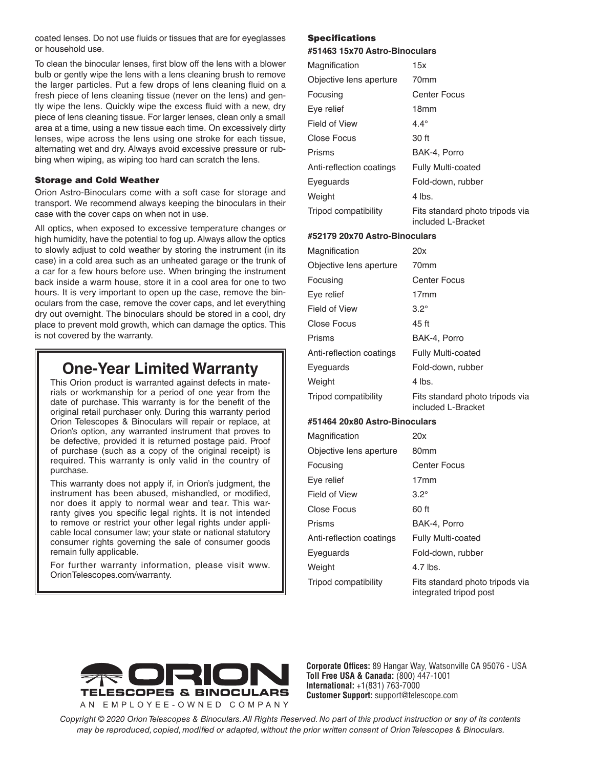coated lenses. Do not use fluids or tissues that are for eyeglasses or household use.

To clean the binocular lenses, first blow off the lens with a blower bulb or gently wipe the lens with a lens cleaning brush to remove the larger particles. Put a few drops of lens cleaning fluid on a fresh piece of lens cleaning tissue (never on the lens) and gently wipe the lens. Quickly wipe the excess fluid with a new, dry piece of lens cleaning tissue. For larger lenses, clean only a small area at a time, using a new tissue each time. On excessively dirty lenses, wipe across the lens using one stroke for each tissue, alternating wet and dry. Always avoid excessive pressure or rubbing when wiping, as wiping too hard can scratch the lens.

### Storage and Cold Weather

Orion Astro-Binoculars come with a soft case for storage and transport. We recommend always keeping the binoculars in their case with the cover caps on when not in use.

All optics, when exposed to excessive temperature changes or high humidity, have the potential to fog up. Always allow the optics to slowly adjust to cold weather by storing the instrument (in its case) in a cold area such as an unheated garage or the trunk of a car for a few hours before use. When bringing the instrument back inside a warm house, store it in a cool area for one to two hours. It is very important to open up the case, remove the binoculars from the case, remove the cover caps, and let everything dry out overnight. The binoculars should be stored in a cool, dry place to prevent mold growth, which can damage the optics. This is not covered by the warranty.

## One-Year Limited Warranty

This Orion product is warranted against defects in materials or workmanship for a period of one year from the date of purchase. This warranty is for the benefit of the original retail purchaser only. During this warranty period Orion Telescopes & Binoculars will repair or replace, at Orion's option, any warranted instrument that proves to be defective, provided it is returned postage paid. Proof of purchase (such as a copy of the original receipt) is required. This warranty is only valid in the country of purchase.

This warranty does not apply if, in Orion's judgment, the instrument has been abused, mishandled, or modified, nor does it apply to normal wear and tear. This warranty gives you specific legal rights. It is not intended to remove or restrict your other legal rights under applicable local consumer law; your state or national statutory consumer rights governing the sale of consumer goods remain fully applicable.

For further warranty information, please visit www.OrionTelescopes.com/warranty.

### Specifications

**#51463 15x70 Astro-Binoculars**

| | |
|---|---|
| Magnification | 15x |
| Objective lens aperture | 70mm |
| Focusing | Center Focus |
| Eye relief | 18mm |
| Field of View | 4.4° |
| Close Focus | 30 ft |
| Prisms | BAK-4, Porro |
| Anti-reflection coatings | Fully Multi-coated |
| Eyeguards | Fold-down, rubber |
| Weight | 4 lbs. |
| Tripod compatibility | Fits standard photo tripods via included L-Bracket |

**#52179 20x70 Astro-Binoculars**

| | |
|---|---|
| Magnification | 20x |
| Objective lens aperture | 70mm |
| Focusing | Center Focus |
| Eye relief | 17mm |
| Field of View | 3.2° |
| Close Focus | 45 ft |
| Prisms | BAK-4, Porro |
| Anti-reflection coatings | Fully Multi-coated |
| Eyeguards | Fold-down, rubber |
| Weight | 4 lbs. |
| Tripod compatibility | Fits standard photo tripods via included L-Bracket |

**#51464 20x80 Astro-Binoculars**

| | |
|---|---|
| Magnification | 20x |
| Objective lens aperture | 80mm |
| Focusing | Center Focus |
| Eye relief | 17mm |
| Field of View | 3.2° |
| Close Focus | 60 ft |
| Prisms | BAK-4, Porro |
| Anti-reflection coatings | Fully Multi-coated |
| Eyeguards | Fold-down, rubber |
| Weight | 4.7 lbs. |
| Tripod compatibility | Fits standard photo tripods via integrated tripod post |

ORION TELESCOPES & BINOCULARS
AN EMPLOYEE-OWNED COMPANY

**Corporate Offices:** 89 Hangar Way, Watsonville CA 95076 - USA
**Toll Free USA & Canada:** (800) 447-1001
**International:** +1(831) 763-7000
**Customer Support:** support@telescope.com

*Copyright © 2020 Orion Telescopes & Binoculars. All Rights Reserved. No part of this product instruction or any of its contents may be reproduced, copied, modified or adapted, without the prior written consent of Orion Telescopes & Binoculars.*